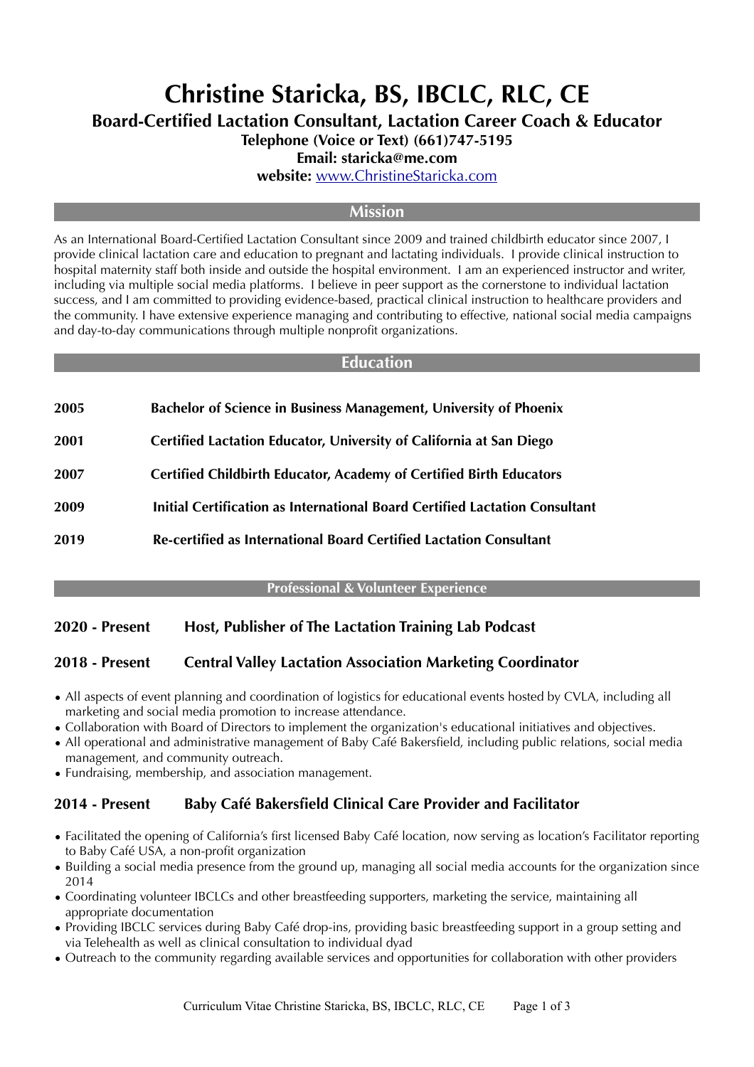# Christine Staricka, BS, IBCLC, RLC, CE

**Board-Certified Lactation Consultant, Lactation Career Coach & Educator**

**Telephone (Voice or Text) (661)747-5195**

**Email: staricka@me.com**

**website:** [www.ChristineStaricka.com](http://www.ChristineStaricka.com)

## Mission

As an International Board-Certified Lactation Consultant since 2009 and trained childbirth educator since 2007, I provide clinical lactation care and education to pregnant and lactating individuals. I provide clinical instruction to hospital maternity staff both inside and outside the hospital environment. I am an experienced instructor and writer, including via multiple social media platforms. I believe in peer support as the cornerstone to individual lactation success, and I am committed to providing evidence-based, practical clinical instruction to healthcare providers and the community. I have extensive experience managing and contributing to effective, national social media campaigns and day-to-day communications through multiple nonprofit organizations.

## Education

**2005** — **Bachelor of Science in Business Management, University of Phoenix**

**2001** — **Certified Lactation Educator, University of California at San Diego**

**2007** — **Certified Childbirth Educator, Academy of Certified Birth Educators**

**2009** — **Initial Certification as International Board Certified Lactation Consultant**

**2019** — **Re-certified as International Board Certified Lactation Consultant**

## Professional & Volunteer Experience

### 2020 - Present — Host, Publisher of The Lactation Training Lab Podcast

### 2018 - Present — Central Valley Lactation Association Marketing Coordinator

- All aspects of event planning and coordination of logistics for educational events hosted by CVLA, including all marketing and social media promotion to increase attendance.
- Collaboration with Board of Directors to implement the organization's educational initiatives and objectives.
- All operational and administrative management of Baby Café Bakersfield, including public relations, social media management, and community outreach.
- Fundraising, membership, and association management.

### 2014 - Present — Baby Café Bakersfield Clinical Care Provider and Facilitator

- Facilitated the opening of California's first licensed Baby Café location, now serving as location's Facilitator reporting to Baby Café USA, a non-profit organization
- Building a social media presence from the ground up, managing all social media accounts for the organization since 2014
- Coordinating volunteer IBCLCs and other breastfeeding supporters, marketing the service, maintaining all appropriate documentation
- Providing IBCLC services during Baby Café drop-ins, providing basic breastfeeding support in a group setting and via Telehealth as well as clinical consultation to individual dyad
- Outreach to the community regarding available services and opportunities for collaboration with other providers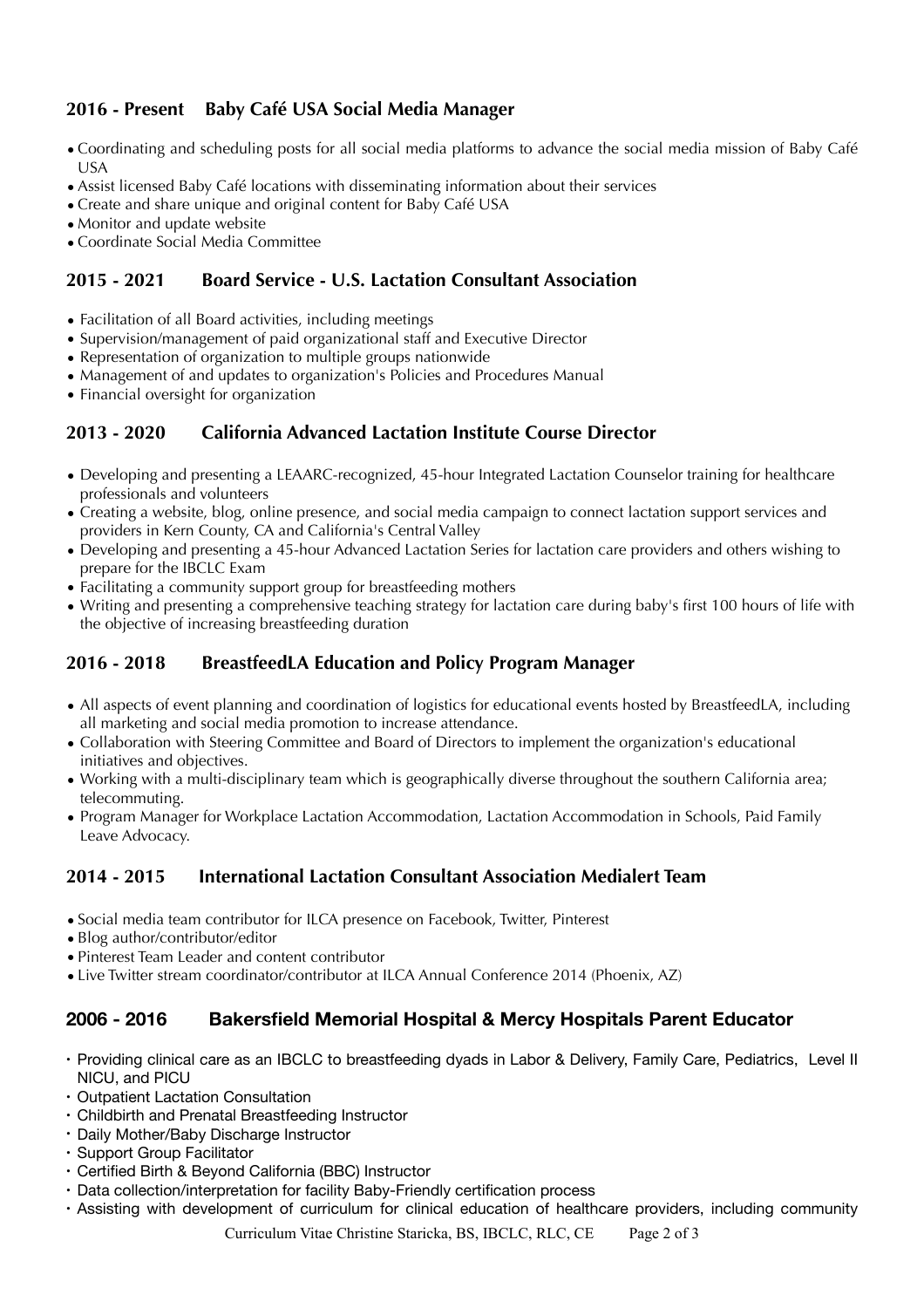### 2016 - Present Baby Café USA Social Media Manager

- Coordinating and scheduling posts for all social media platforms to advance the social media mission of Baby Café USA
- Assist licensed Baby Café locations with disseminating information about their services
- Create and share unique and original content for Baby Café USA
- Monitor and update website
- Coordinate Social Media Committee

### 2015 - 2021 Board Service - U.S. Lactation Consultant Association

- Facilitation of all Board activities, including meetings
- Supervision/management of paid organizational staff and Executive Director
- Representation of organization to multiple groups nationwide
- Management of and updates to organization's Policies and Procedures Manual
- Financial oversight for organization

### 2013 - 2020 California Advanced Lactation Institute Course Director

- Developing and presenting a LEAARC-recognized, 45-hour Integrated Lactation Counselor training for healthcare professionals and volunteers
- Creating a website, blog, online presence, and social media campaign to connect lactation support services and providers in Kern County, CA and California's Central Valley
- Developing and presenting a 45-hour Advanced Lactation Series for lactation care providers and others wishing to prepare for the IBCLC Exam
- Facilitating a community support group for breastfeeding mothers
- Writing and presenting a comprehensive teaching strategy for lactation care during baby's first 100 hours of life with the objective of increasing breastfeeding duration

### 2016 - 2018 BreastfeedLA Education and Policy Program Manager

- All aspects of event planning and coordination of logistics for educational events hosted by BreastfeedLA, including all marketing and social media promotion to increase attendance.
- Collaboration with Steering Committee and Board of Directors to implement the organization's educational initiatives and objectives.
- Working with a multi-disciplinary team which is geographically diverse throughout the southern California area; telecommuting.
- Program Manager for Workplace Lactation Accommodation, Lactation Accommodation in Schools, Paid Family Leave Advocacy.

### 2014 - 2015 International Lactation Consultant Association Medialert Team

- Social media team contributor for ILCA presence on Facebook, Twitter, Pinterest
- Blog author/contributor/editor
- Pinterest Team Leader and content contributor
- Live Twitter stream coordinator/contributor at ILCA Annual Conference 2014 (Phoenix, AZ)

### 2006 - 2016 Bakersfield Memorial Hospital & Mercy Hospitals Parent Educator

- Providing clinical care as an IBCLC to breastfeeding dyads in Labor & Delivery, Family Care, Pediatrics, Level II NICU, and PICU
- Outpatient Lactation Consultation
- Childbirth and Prenatal Breastfeeding Instructor
- Daily Mother/Baby Discharge Instructor
- Support Group Facilitator
- Certified Birth & Beyond California (BBC) Instructor
- Data collection/interpretation for facility Baby-Friendly certification process
- Assisting with development of curriculum for clinical education of healthcare providers, including community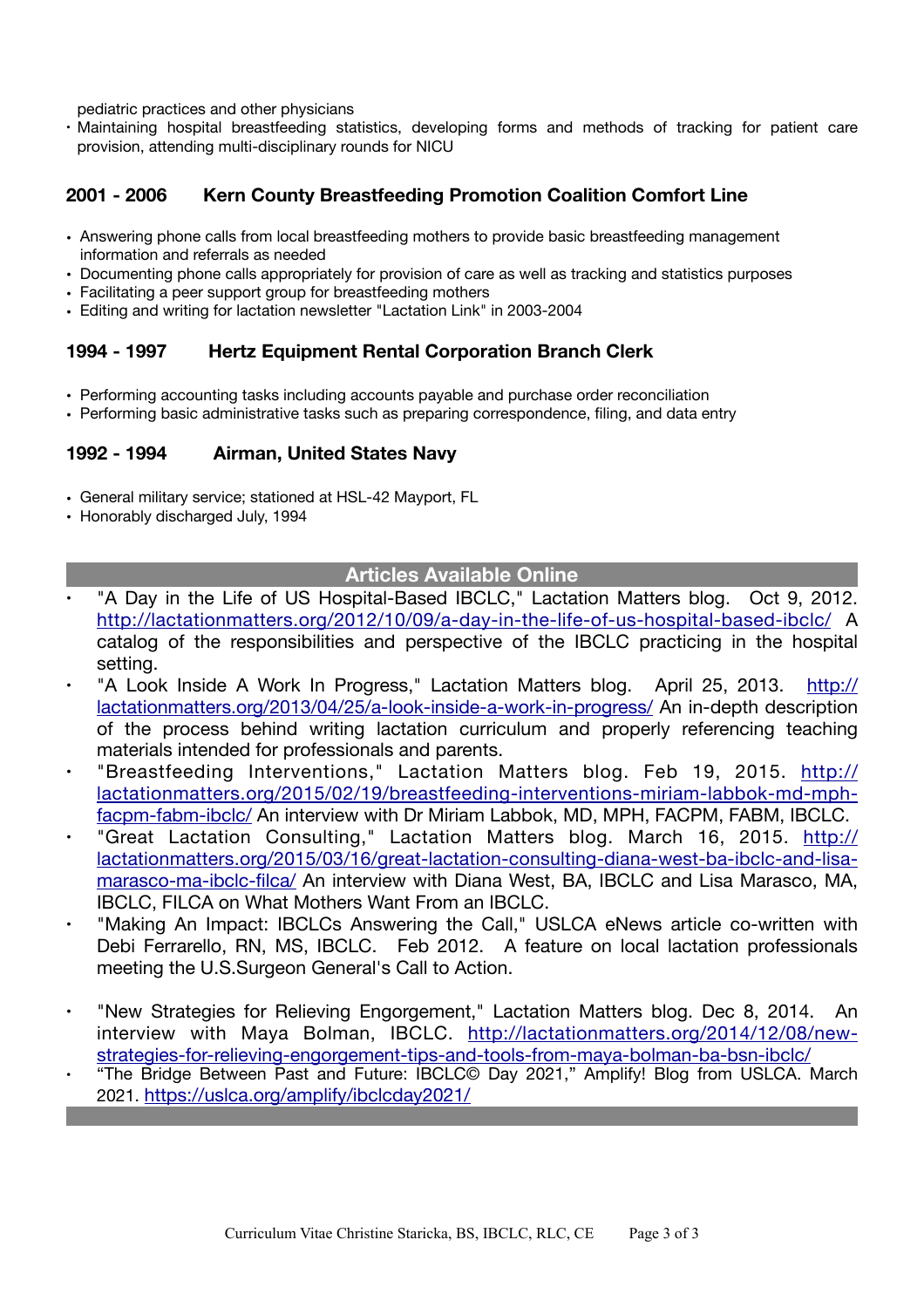pediatric practices and other physicians

- Maintaining hospital breastfeeding statistics, developing forms and methods of tracking for patient care provision, attending multi-disciplinary rounds for NICU

### 2001 - 2006 Kern County Breastfeeding Promotion Coalition Comfort Line

- Answering phone calls from local breastfeeding mothers to provide basic breastfeeding management information and referrals as needed
- Documenting phone calls appropriately for provision of care as well as tracking and statistics purposes
- Facilitating a peer support group for breastfeeding mothers
- Editing and writing for lactation newsletter "Lactation Link" in 2003-2004

### 1994 - 1997 Hertz Equipment Rental Corporation Branch Clerk

- Performing accounting tasks including accounts payable and purchase order reconciliation
- Performing basic administrative tasks such as preparing correspondence, filing, and data entry

### 1992 - 1994 Airman, United States Navy

- General military service; stationed at HSL-42 Mayport, FL
- Honorably discharged July, 1994

## Articles Available Online

- "A Day in the Life of US Hospital-Based IBCLC," Lactation Matters blog. Oct 9, 2012. http://lactationmatters.org/2012/10/09/a-day-in-the-life-of-us-hospital-based-ibclc/ A catalog of the responsibilities and perspective of the IBCLC practicing in the hospital setting.
- "A Look Inside A Work In Progress," Lactation Matters blog. April 25, 2013. http://lactationmatters.org/2013/04/25/a-look-inside-a-work-in-progress/ An in-depth description of the process behind writing lactation curriculum and properly referencing teaching materials intended for professionals and parents.
- "Breastfeeding Interventions," Lactation Matters blog. Feb 19, 2015. http://lactationmatters.org/2015/02/19/breastfeeding-interventions-miriam-labbok-md-mph-facpm-fabm-ibclc/ An interview with Dr Miriam Labbok, MD, MPH, FACPM, FABM, IBCLC.
- "Great Lactation Consulting," Lactation Matters blog. March 16, 2015. http://lactationmatters.org/2015/03/16/great-lactation-consulting-diana-west-ba-ibclc-and-lisa-marasco-ma-ibclc-filca/ An interview with Diana West, BA, IBCLC and Lisa Marasco, MA, IBCLC, FILCA on What Mothers Want From an IBCLC.
- "Making An Impact: IBCLCs Answering the Call," USLCA eNews article co-written with Debi Ferrarello, RN, MS, IBCLC. Feb 2012. A feature on local lactation professionals meeting the U.S.Surgeon General's Call to Action.
- "New Strategies for Relieving Engorgement," Lactation Matters blog. Dec 8, 2014. An interview with Maya Bolman, IBCLC. http://lactationmatters.org/2014/12/08/new-strategies-for-relieving-engorgement-tips-and-tools-from-maya-bolman-ba-bsn-ibclc/
- "The Bridge Between Past and Future: IBCLC© Day 2021," Amplify! Blog from USLCA. March 2021. https://uslca.org/amplify/ibclcday2021/